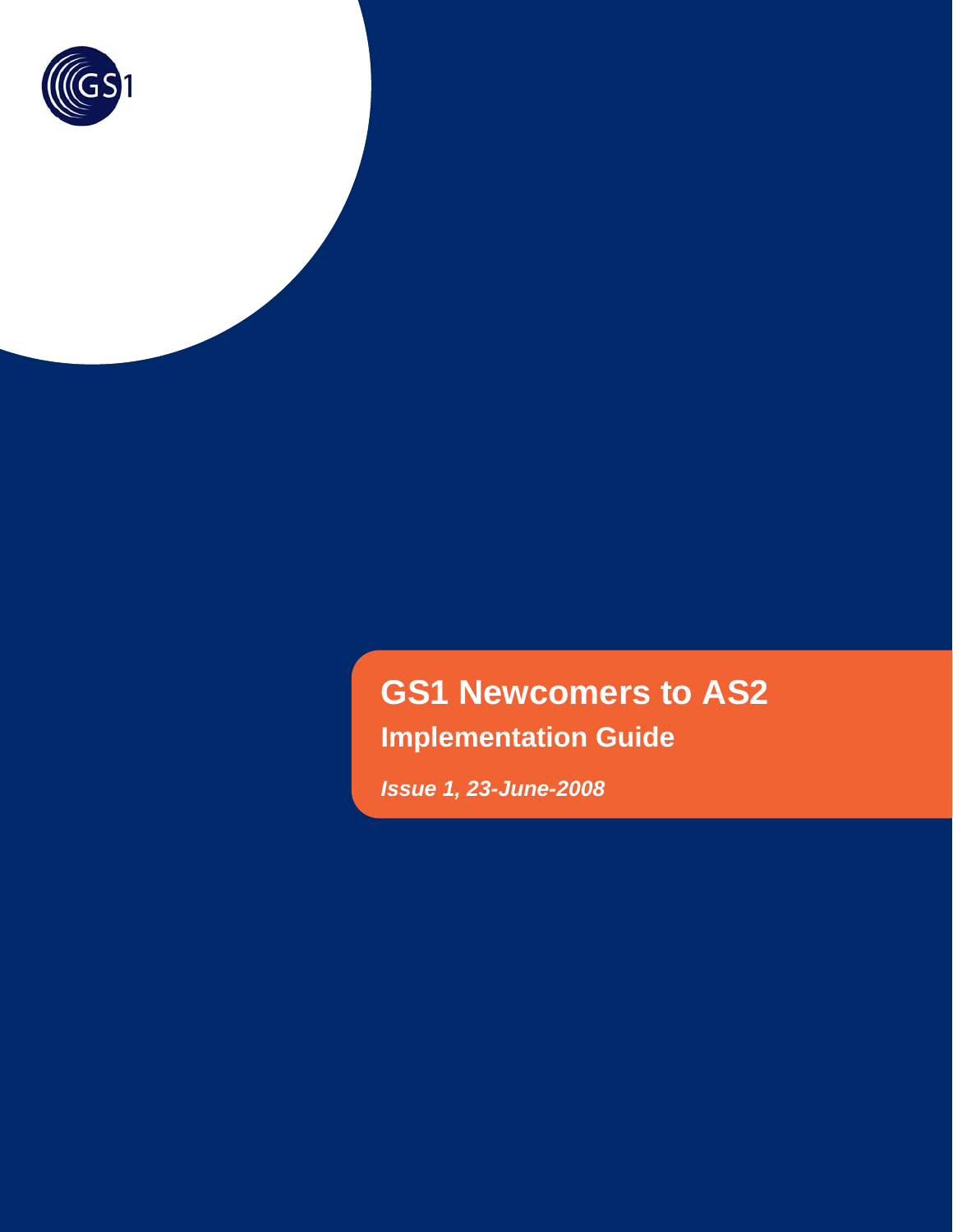# GS1 Newcomers to AS2

## Implementation Guide

***Issue 1, 23-June-2008***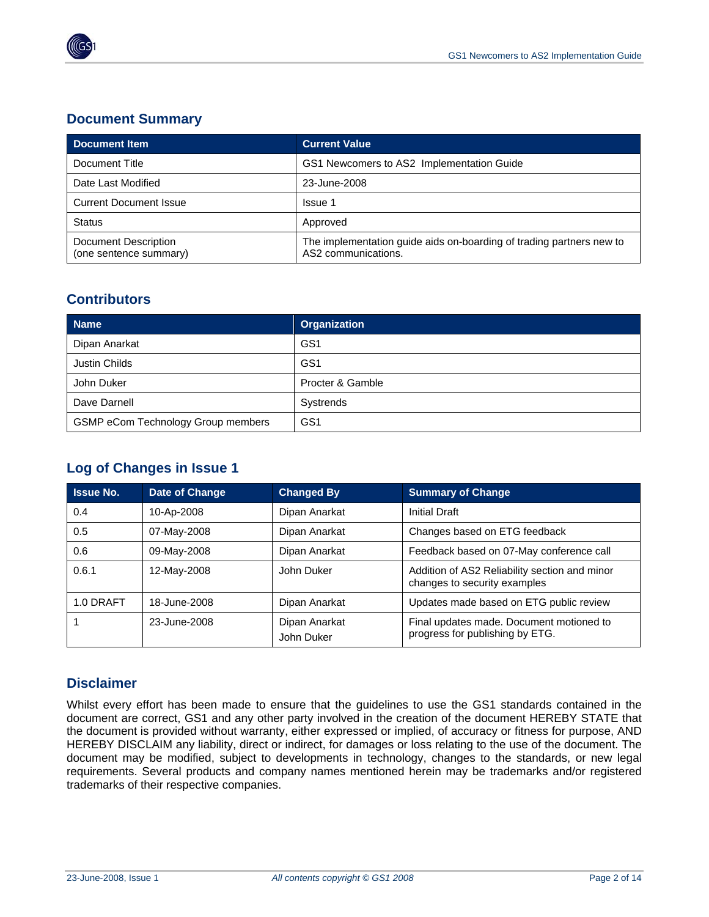## Document Summary

| Document Item | Current Value |
|---|---|
| Document Title | GS1 Newcomers to AS2 Implementation Guide |
| Date Last Modified | 23-June-2008 |
| Current Document Issue | Issue 1 |
| Status | Approved |
| Document Description (one sentence summary) | The implementation guide aids on-boarding of trading partners new to AS2 communications. |

## Contributors

| Name | Organization |
|---|---|
| Dipan Anarkat | GS1 |
| Justin Childs | GS1 |
| John Duker | Procter & Gamble |
| Dave Darnell | Systrends |
| GSMP eCom Technology Group members | GS1 |

## Log of Changes in Issue 1

| Issue No. | Date of Change | Changed By | Summary of Change |
|---|---|---|---|
| 0.4 | 10-Ap-2008 | Dipan Anarkat | Initial Draft |
| 0.5 | 07-May-2008 | Dipan Anarkat | Changes based on ETG feedback |
| 0.6 | 09-May-2008 | Dipan Anarkat | Feedback based on 07-May conference call |
| 0.6.1 | 12-May-2008 | John Duker | Addition of AS2 Reliability section and minor changes to security examples |
| 1.0 DRAFT | 18-June-2008 | Dipan Anarkat | Updates made based on ETG public review |
| 1 | 23-June-2008 | Dipan Anarkat<br>John Duker | Final updates made. Document motioned to progress for publishing by ETG. |

## Disclaimer

Whilst every effort has been made to ensure that the guidelines to use the GS1 standards contained in the document are correct, GS1 and any other party involved in the creation of the document HEREBY STATE that the document is provided without warranty, either expressed or implied, of accuracy or fitness for purpose, AND HEREBY DISCLAIM any liability, direct or indirect, for damages or loss relating to the use of the document. The document may be modified, subject to developments in technology, changes to the standards, or new legal requirements. Several products and company names mentioned herein may be trademarks and/or registered trademarks of their respective companies.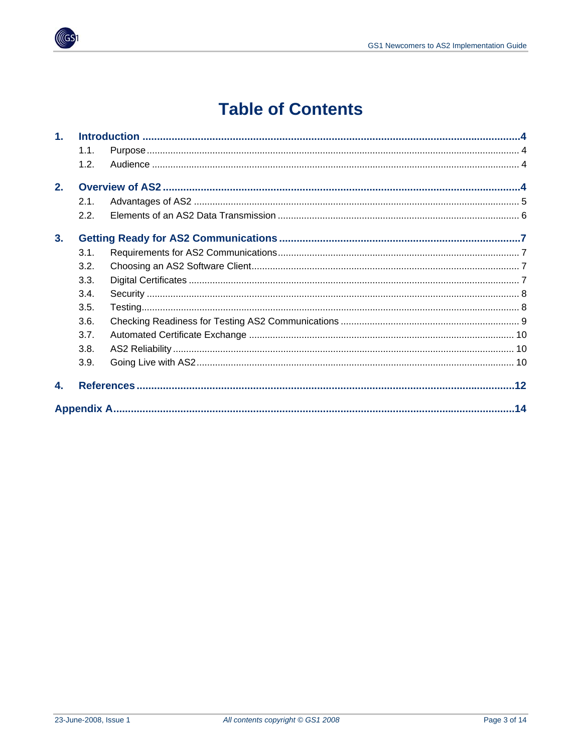# Table of Contents

1. **Introduction** ........ 4
    - 1.1. Purpose ........ 4
    - 1.2. Audience ........ 4
2. **Overview of AS2** ........ 4
    - 2.1. Advantages of AS2 ........ 5
    - 2.2. Elements of an AS2 Data Transmission ........ 6
3. **Getting Ready for AS2 Communications** ........ 7
    - 3.1. Requirements for AS2 Communications ........ 7
    - 3.2. Choosing an AS2 Software Client ........ 7
    - 3.3. Digital Certificates ........ 7
    - 3.4. Security ........ 8
    - 3.5. Testing ........ 8
    - 3.6. Checking Readiness for Testing AS2 Communications ........ 9
    - 3.7. Automated Certificate Exchange ........ 10
    - 3.8. AS2 Reliability ........ 10
    - 3.9. Going Live with AS2 ........ 10
4. **References** ........ 12

**Appendix A** ........ 14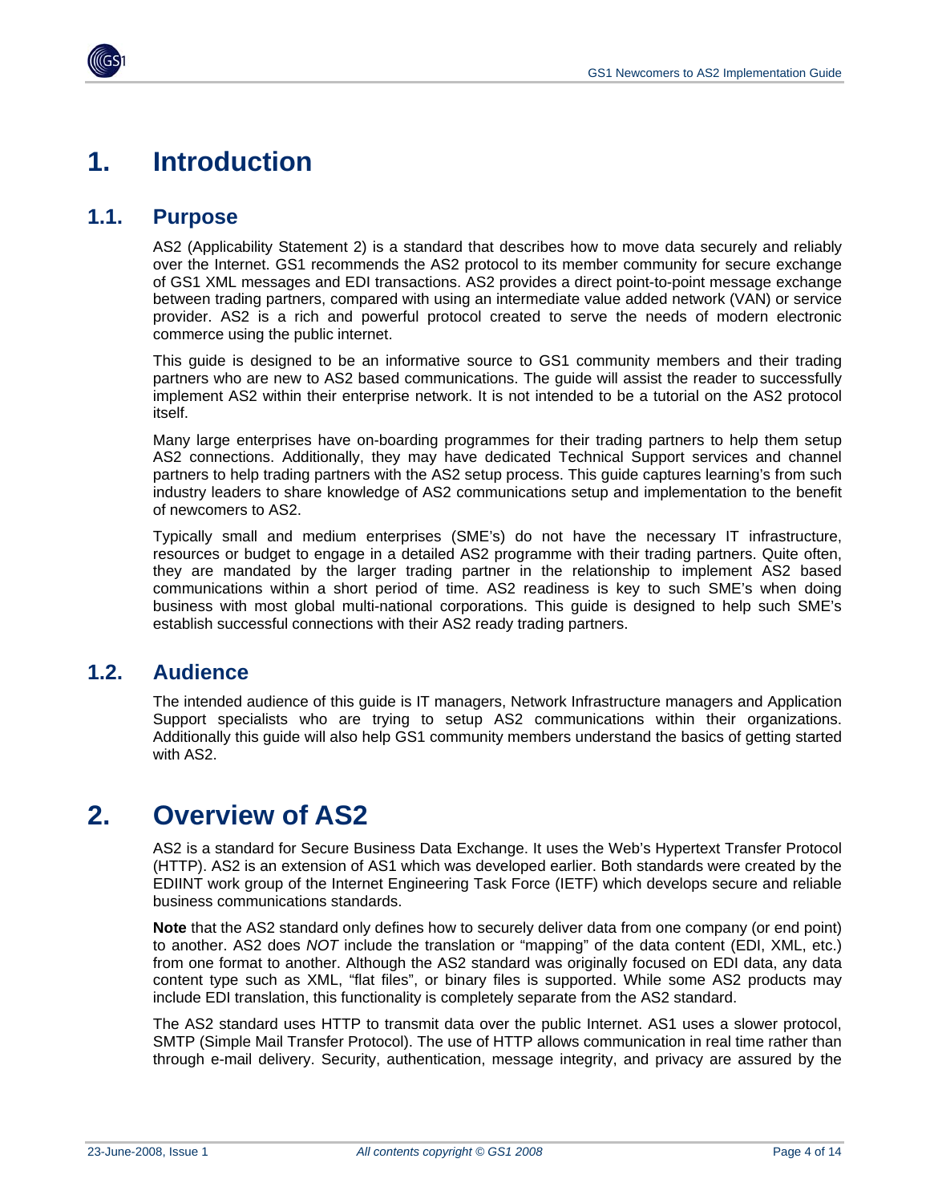# 1. Introduction

## 1.1. Purpose

AS2 (Applicability Statement 2) is a standard that describes how to move data securely and reliably over the Internet. GS1 recommends the AS2 protocol to its member community for secure exchange of GS1 XML messages and EDI transactions. AS2 provides a direct point-to-point message exchange between trading partners, compared with using an intermediate value added network (VAN) or service provider. AS2 is a rich and powerful protocol created to serve the needs of modern electronic commerce using the public internet.

This guide is designed to be an informative source to GS1 community members and their trading partners who are new to AS2 based communications. The guide will assist the reader to successfully implement AS2 within their enterprise network. It is not intended to be a tutorial on the AS2 protocol itself.

Many large enterprises have on-boarding programmes for their trading partners to help them setup AS2 connections. Additionally, they may have dedicated Technical Support services and channel partners to help trading partners with the AS2 setup process. This guide captures learning's from such industry leaders to share knowledge of AS2 communications setup and implementation to the benefit of newcomers to AS2.

Typically small and medium enterprises (SME's) do not have the necessary IT infrastructure, resources or budget to engage in a detailed AS2 programme with their trading partners. Quite often, they are mandated by the larger trading partner in the relationship to implement AS2 based communications within a short period of time. AS2 readiness is key to such SME's when doing business with most global multi-national corporations. This guide is designed to help such SME's establish successful connections with their AS2 ready trading partners.

## 1.2. Audience

The intended audience of this guide is IT managers, Network Infrastructure managers and Application Support specialists who are trying to setup AS2 communications within their organizations. Additionally this guide will also help GS1 community members understand the basics of getting started with AS2.

# 2. Overview of AS2

AS2 is a standard for Secure Business Data Exchange. It uses the Web's Hypertext Transfer Protocol (HTTP). AS2 is an extension of AS1 which was developed earlier. Both standards were created by the EDIINT work group of the Internet Engineering Task Force (IETF) which develops secure and reliable business communications standards.

**Note** that the AS2 standard only defines how to securely deliver data from one company (or end point) to another. AS2 does *NOT* include the translation or "mapping" of the data content (EDI, XML, etc.) from one format to another. Although the AS2 standard was originally focused on EDI data, any data content type such as XML, "flat files", or binary files is supported. While some AS2 products may include EDI translation, this functionality is completely separate from the AS2 standard.

The AS2 standard uses HTTP to transmit data over the public Internet. AS1 uses a slower protocol, SMTP (Simple Mail Transfer Protocol). The use of HTTP allows communication in real time rather than through e-mail delivery. Security, authentication, message integrity, and privacy are assured by the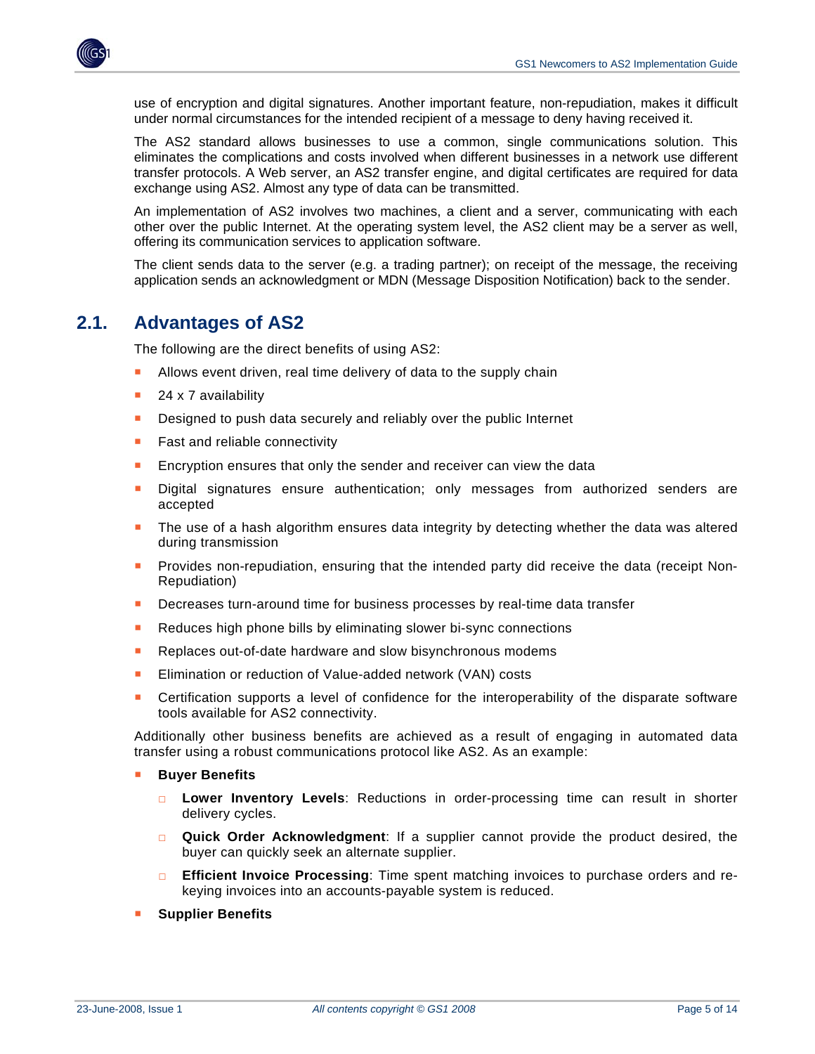use of encryption and digital signatures. Another important feature, non-repudiation, makes it difficult under normal circumstances for the intended recipient of a message to deny having received it.

The AS2 standard allows businesses to use a common, single communications solution. This eliminates the complications and costs involved when different businesses in a network use different transfer protocols. A Web server, an AS2 transfer engine, and digital certificates are required for data exchange using AS2. Almost any type of data can be transmitted.

An implementation of AS2 involves two machines, a client and a server, communicating with each other over the public Internet. At the operating system level, the AS2 client may be a server as well, offering its communication services to application software.

The client sends data to the server (e.g. a trading partner); on receipt of the message, the receiving application sends an acknowledgment or MDN (Message Disposition Notification) back to the sender.

## 2.1. Advantages of AS2

The following are the direct benefits of using AS2:

- Allows event driven, real time delivery of data to the supply chain
- 24 x 7 availability
- Designed to push data securely and reliably over the public Internet
- Fast and reliable connectivity
- Encryption ensures that only the sender and receiver can view the data
- Digital signatures ensure authentication; only messages from authorized senders are accepted
- The use of a hash algorithm ensures data integrity by detecting whether the data was altered during transmission
- Provides non-repudiation, ensuring that the intended party did receive the data (receipt Non-Repudiation)
- Decreases turn-around time for business processes by real-time data transfer
- Reduces high phone bills by eliminating slower bi-sync connections
- Replaces out-of-date hardware and slow bisynchronous modems
- Elimination or reduction of Value-added network (VAN) costs
- Certification supports a level of confidence for the interoperability of the disparate software tools available for AS2 connectivity.

Additionally other business benefits are achieved as a result of engaging in automated data transfer using a robust communications protocol like AS2. As an example:

- **Buyer Benefits**
  - **Lower Inventory Levels**: Reductions in order-processing time can result in shorter delivery cycles.
  - **Quick Order Acknowledgment**: If a supplier cannot provide the product desired, the buyer can quickly seek an alternate supplier.
  - **Efficient Invoice Processing**: Time spent matching invoices to purchase orders and re-keying invoices into an accounts-payable system is reduced.
- **Supplier Benefits**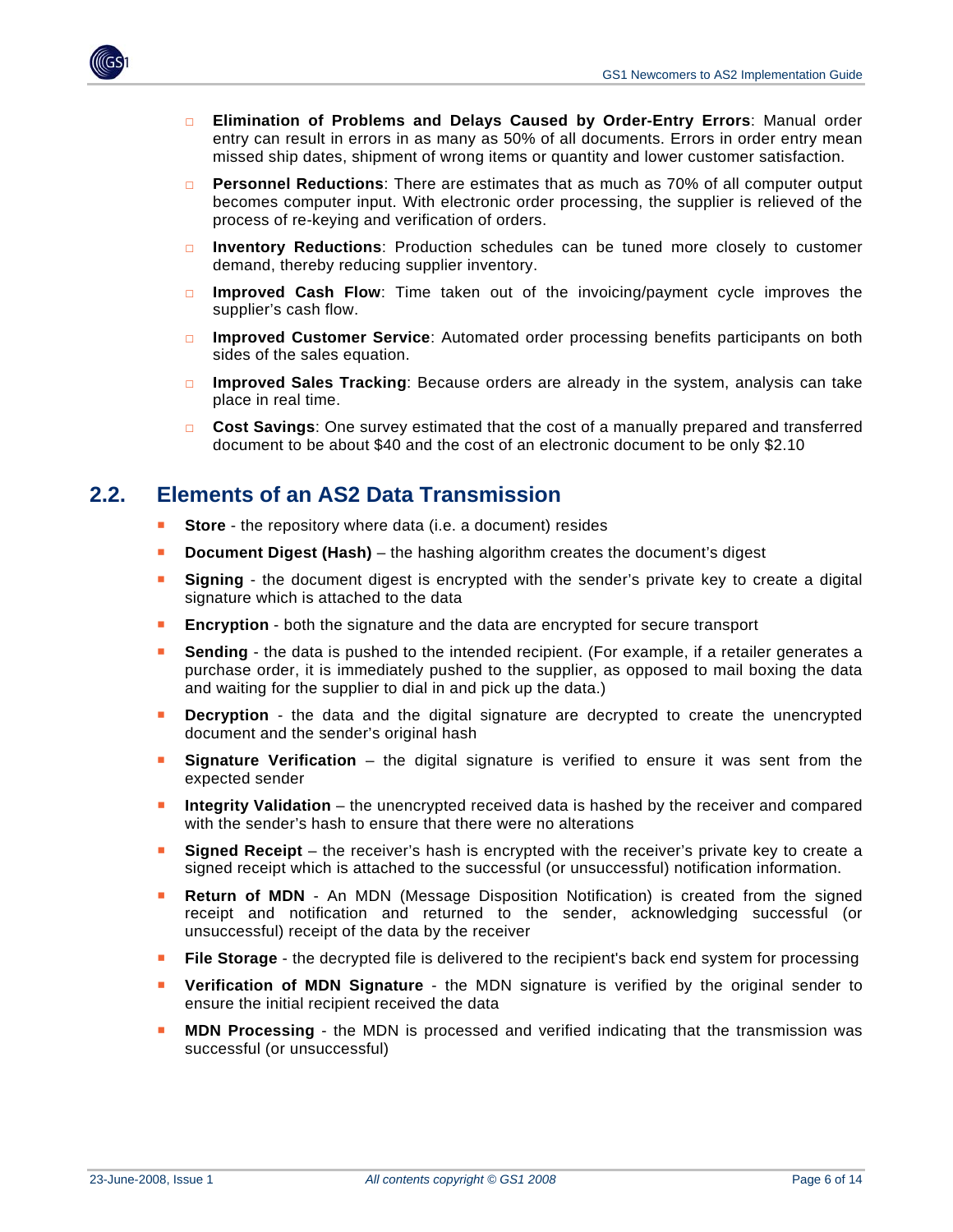- **Elimination of Problems and Delays Caused by Order-Entry Errors**: Manual order entry can result in errors in as many as 50% of all documents. Errors in order entry mean missed ship dates, shipment of wrong items or quantity and lower customer satisfaction.
- **Personnel Reductions**: There are estimates that as much as 70% of all computer output becomes computer input. With electronic order processing, the supplier is relieved of the process of re-keying and verification of orders.
- **Inventory Reductions**: Production schedules can be tuned more closely to customer demand, thereby reducing supplier inventory.
- **Improved Cash Flow**: Time taken out of the invoicing/payment cycle improves the supplier's cash flow.
- **Improved Customer Service**: Automated order processing benefits participants on both sides of the sales equation.
- **Improved Sales Tracking**: Because orders are already in the system, analysis can take place in real time.
- **Cost Savings**: One survey estimated that the cost of a manually prepared and transferred document to be about $40 and the cost of an electronic document to be only $2.10

## 2.2. Elements of an AS2 Data Transmission

- **Store** - the repository where data (i.e. a document) resides
- **Document Digest (Hash)** – the hashing algorithm creates the document's digest
- **Signing** - the document digest is encrypted with the sender's private key to create a digital signature which is attached to the data
- **Encryption** - both the signature and the data are encrypted for secure transport
- **Sending** - the data is pushed to the intended recipient. (For example, if a retailer generates a purchase order, it is immediately pushed to the supplier, as opposed to mail boxing the data and waiting for the supplier to dial in and pick up the data.)
- **Decryption** - the data and the digital signature are decrypted to create the unencrypted document and the sender's original hash
- **Signature Verification** – the digital signature is verified to ensure it was sent from the expected sender
- **Integrity Validation** – the unencrypted received data is hashed by the receiver and compared with the sender's hash to ensure that there were no alterations
- **Signed Receipt** – the receiver's hash is encrypted with the receiver's private key to create a signed receipt which is attached to the successful (or unsuccessful) notification information.
- **Return of MDN** - An MDN (Message Disposition Notification) is created from the signed receipt and notification and returned to the sender, acknowledging successful (or unsuccessful) receipt of the data by the receiver
- **File Storage** - the decrypted file is delivered to the recipient's back end system for processing
- **Verification of MDN Signature** - the MDN signature is verified by the original sender to ensure the initial recipient received the data
- **MDN Processing** - the MDN is processed and verified indicating that the transmission was successful (or unsuccessful)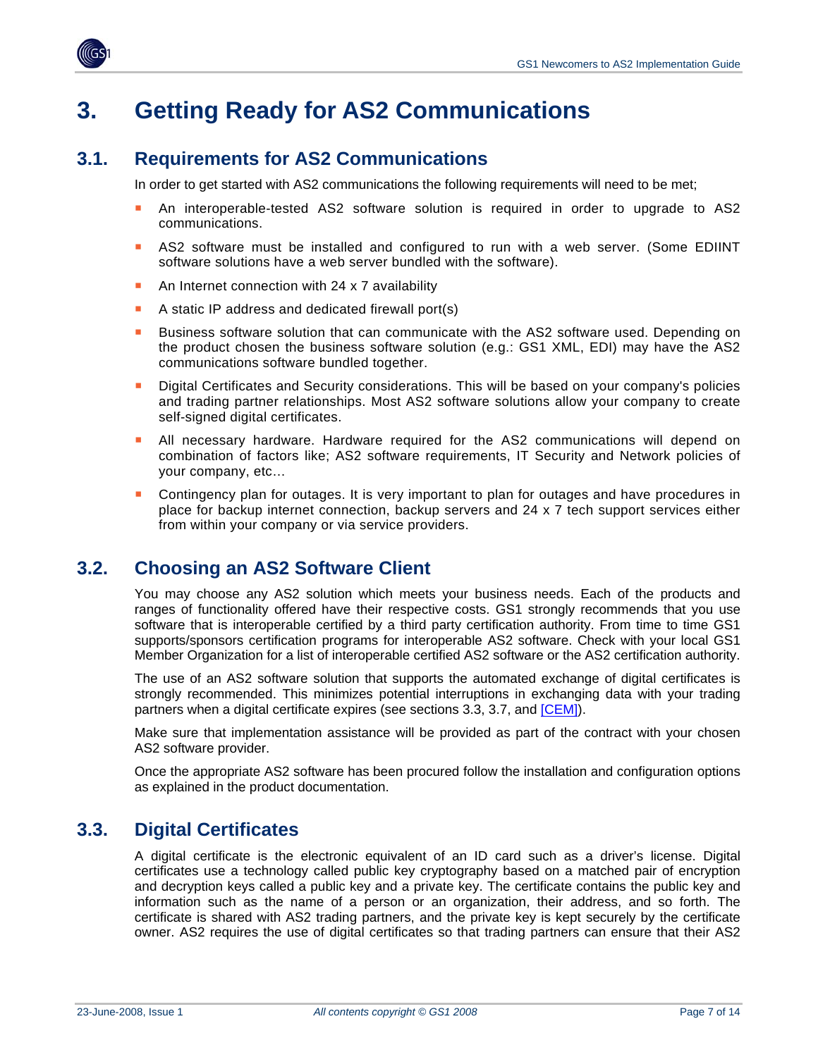# 3. Getting Ready for AS2 Communications

## 3.1. Requirements for AS2 Communications

In order to get started with AS2 communications the following requirements will need to be met;

- An interoperable-tested AS2 software solution is required in order to upgrade to AS2 communications.
- AS2 software must be installed and configured to run with a web server. (Some EDIINT software solutions have a web server bundled with the software).
- An Internet connection with 24 x 7 availability
- A static IP address and dedicated firewall port(s)
- Business software solution that can communicate with the AS2 software used. Depending on the product chosen the business software solution (e.g.: GS1 XML, EDI) may have the AS2 communications software bundled together.
- Digital Certificates and Security considerations. This will be based on your company's policies and trading partner relationships. Most AS2 software solutions allow your company to create self-signed digital certificates.
- All necessary hardware. Hardware required for the AS2 communications will depend on combination of factors like; AS2 software requirements, IT Security and Network policies of your company, etc…
- Contingency plan for outages. It is very important to plan for outages and have procedures in place for backup internet connection, backup servers and 24 x 7 tech support services either from within your company or via service providers.

## 3.2. Choosing an AS2 Software Client

You may choose any AS2 solution which meets your business needs. Each of the products and ranges of functionality offered have their respective costs. GS1 strongly recommends that you use software that is interoperable certified by a third party certification authority. From time to time GS1 supports/sponsors certification programs for interoperable AS2 software. Check with your local GS1 Member Organization for a list of interoperable certified AS2 software or the AS2 certification authority.

The use of an AS2 software solution that supports the automated exchange of digital certificates is strongly recommended. This minimizes potential interruptions in exchanging data with your trading partners when a digital certificate expires (see sections 3.3, 3.7, and [CEM]).

Make sure that implementation assistance will be provided as part of the contract with your chosen AS2 software provider.

Once the appropriate AS2 software has been procured follow the installation and configuration options as explained in the product documentation.

## 3.3. Digital Certificates

A digital certificate is the electronic equivalent of an ID card such as a driver's license. Digital certificates use a technology called public key cryptography based on a matched pair of encryption and decryption keys called a public key and a private key. The certificate contains the public key and information such as the name of a person or an organization, their address, and so forth. The certificate is shared with AS2 trading partners, and the private key is kept securely by the certificate owner. AS2 requires the use of digital certificates so that trading partners can ensure that their AS2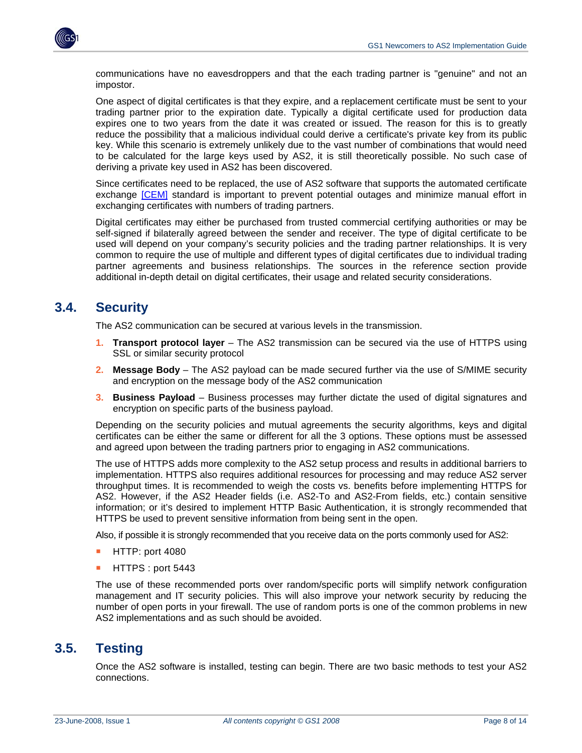communications have no eavesdroppers and that the each trading partner is "genuine" and not an impostor.

One aspect of digital certificates is that they expire, and a replacement certificate must be sent to your trading partner prior to the expiration date. Typically a digital certificate used for production data expires one to two years from the date it was created or issued. The reason for this is to greatly reduce the possibility that a malicious individual could derive a certificate's private key from its public key. While this scenario is extremely unlikely due to the vast number of combinations that would need to be calculated for the large keys used by AS2, it is still theoretically possible. No such case of deriving a private key used in AS2 has been discovered.

Since certificates need to be replaced, the use of AS2 software that supports the automated certificate exchange [CEM] standard is important to prevent potential outages and minimize manual effort in exchanging certificates with numbers of trading partners.

Digital certificates may either be purchased from trusted commercial certifying authorities or may be self-signed if bilaterally agreed between the sender and receiver. The type of digital certificate to be used will depend on your company's security policies and the trading partner relationships. It is very common to require the use of multiple and different types of digital certificates due to individual trading partner agreements and business relationships. The sources in the reference section provide additional in-depth detail on digital certificates, their usage and related security considerations.

## 3.4. Security

The AS2 communication can be secured at various levels in the transmission.

1. **Transport protocol layer** – The AS2 transmission can be secured via the use of HTTPS using SSL or similar security protocol
2. **Message Body** – The AS2 payload can be made secured further via the use of S/MIME security and encryption on the message body of the AS2 communication
3. **Business Payload** – Business processes may further dictate the used of digital signatures and encryption on specific parts of the business payload.

Depending on the security policies and mutual agreements the security algorithms, keys and digital certificates can be either the same or different for all the 3 options. These options must be assessed and agreed upon between the trading partners prior to engaging in AS2 communications.

The use of HTTPS adds more complexity to the AS2 setup process and results in additional barriers to implementation. HTTPS also requires additional resources for processing and may reduce AS2 server throughput times. It is recommended to weigh the costs vs. benefits before implementing HTTPS for AS2. However, if the AS2 Header fields (i.e. AS2-To and AS2-From fields, etc.) contain sensitive information; or it's desired to implement HTTP Basic Authentication, it is strongly recommended that HTTPS be used to prevent sensitive information from being sent in the open.

Also, if possible it is strongly recommended that you receive data on the ports commonly used for AS2:

- HTTP: port 4080
- HTTPS : port 5443

The use of these recommended ports over random/specific ports will simplify network configuration management and IT security policies. This will also improve your network security by reducing the number of open ports in your firewall. The use of random ports is one of the common problems in new AS2 implementations and as such should be avoided.

## 3.5. Testing

Once the AS2 software is installed, testing can begin. There are two basic methods to test your AS2 connections.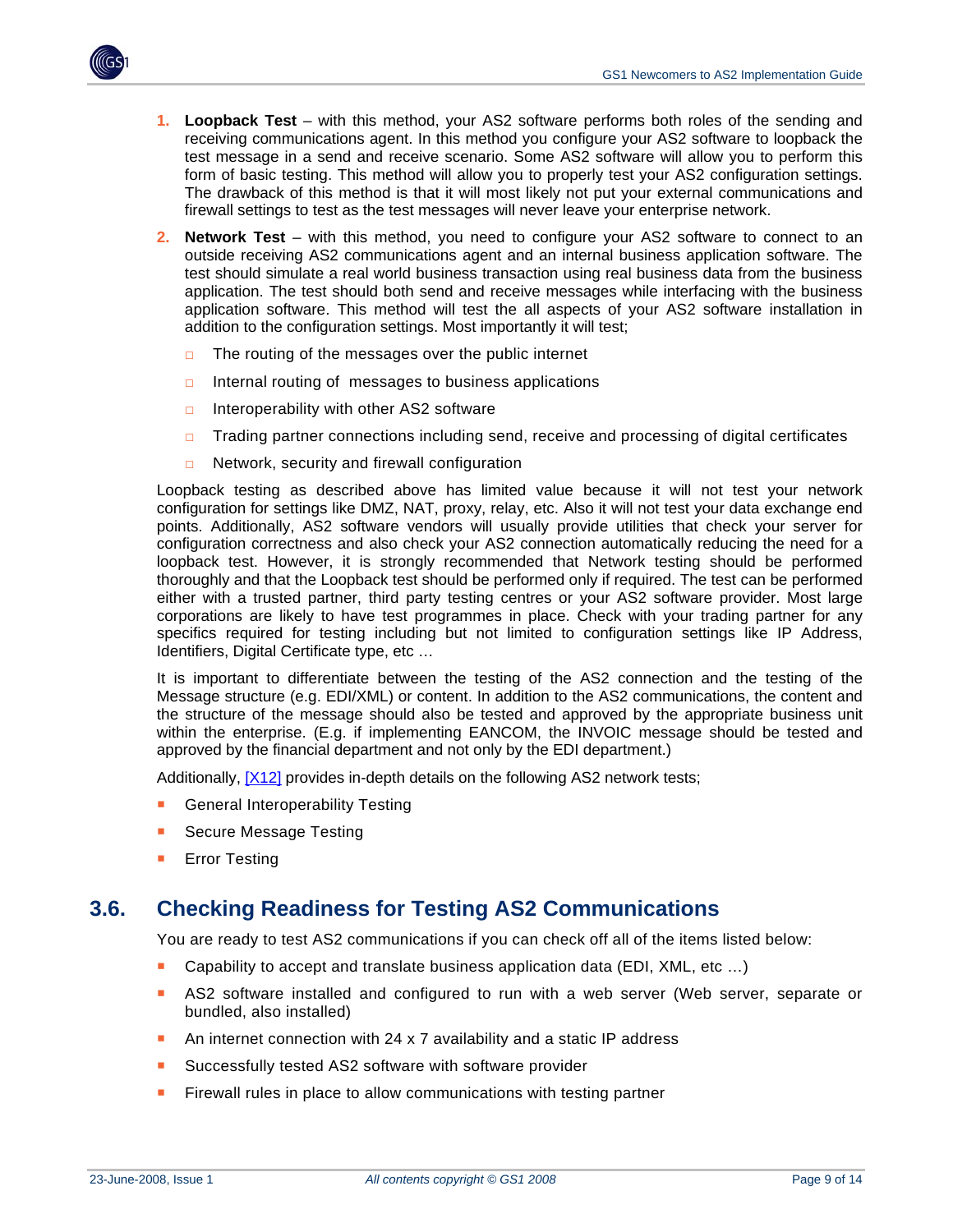1. **Loopback Test** – with this method, your AS2 software performs both roles of the sending and receiving communications agent. In this method you configure your AS2 software to loopback the test message in a send and receive scenario. Some AS2 software will allow you to perform this form of basic testing. This method will allow you to properly test your AS2 configuration settings. The drawback of this method is that it will most likely not put your external communications and firewall settings to test as the test messages will never leave your enterprise network.

2. **Network Test** – with this method, you need to configure your AS2 software to connect to an outside receiving AS2 communications agent and an internal business application software. The test should simulate a real world business transaction using real business data from the business application. The test should both send and receive messages while interfacing with the business application software. This method will test the all aspects of your AS2 software installation in addition to the configuration settings. Most importantly it will test;
   - The routing of the messages over the public internet
   - Internal routing of messages to business applications
   - Interoperability with other AS2 software
   - Trading partner connections including send, receive and processing of digital certificates
   - Network, security and firewall configuration

Loopback testing as described above has limited value because it will not test your network configuration for settings like DMZ, NAT, proxy, relay, etc. Also it will not test your data exchange end points. Additionally, AS2 software vendors will usually provide utilities that check your server for configuration correctness and also check your AS2 connection automatically reducing the need for a loopback test. However, it is strongly recommended that Network testing should be performed thoroughly and that the Loopback test should be performed only if required. The test can be performed either with a trusted partner, third party testing centres or your AS2 software provider. Most large corporations are likely to have test programmes in place. Check with your trading partner for any specifics required for testing including but not limited to configuration settings like IP Address, Identifiers, Digital Certificate type, etc …

It is important to differentiate between the testing of the AS2 connection and the testing of the Message structure (e.g. EDI/XML) or content. In addition to the AS2 communications, the content and the structure of the message should also be tested and approved by the appropriate business unit within the enterprise. (E.g. if implementing EANCOM, the INVOIC message should be tested and approved by the financial department and not only by the EDI department.)

Additionally, [X12] provides in-depth details on the following AS2 network tests;

- General Interoperability Testing
- Secure Message Testing
- Error Testing

## 3.6. Checking Readiness for Testing AS2 Communications

You are ready to test AS2 communications if you can check off all of the items listed below:

- Capability to accept and translate business application data (EDI, XML, etc …)
- AS2 software installed and configured to run with a web server (Web server, separate or bundled, also installed)
- An internet connection with 24 x 7 availability and a static IP address
- Successfully tested AS2 software with software provider
- Firewall rules in place to allow communications with testing partner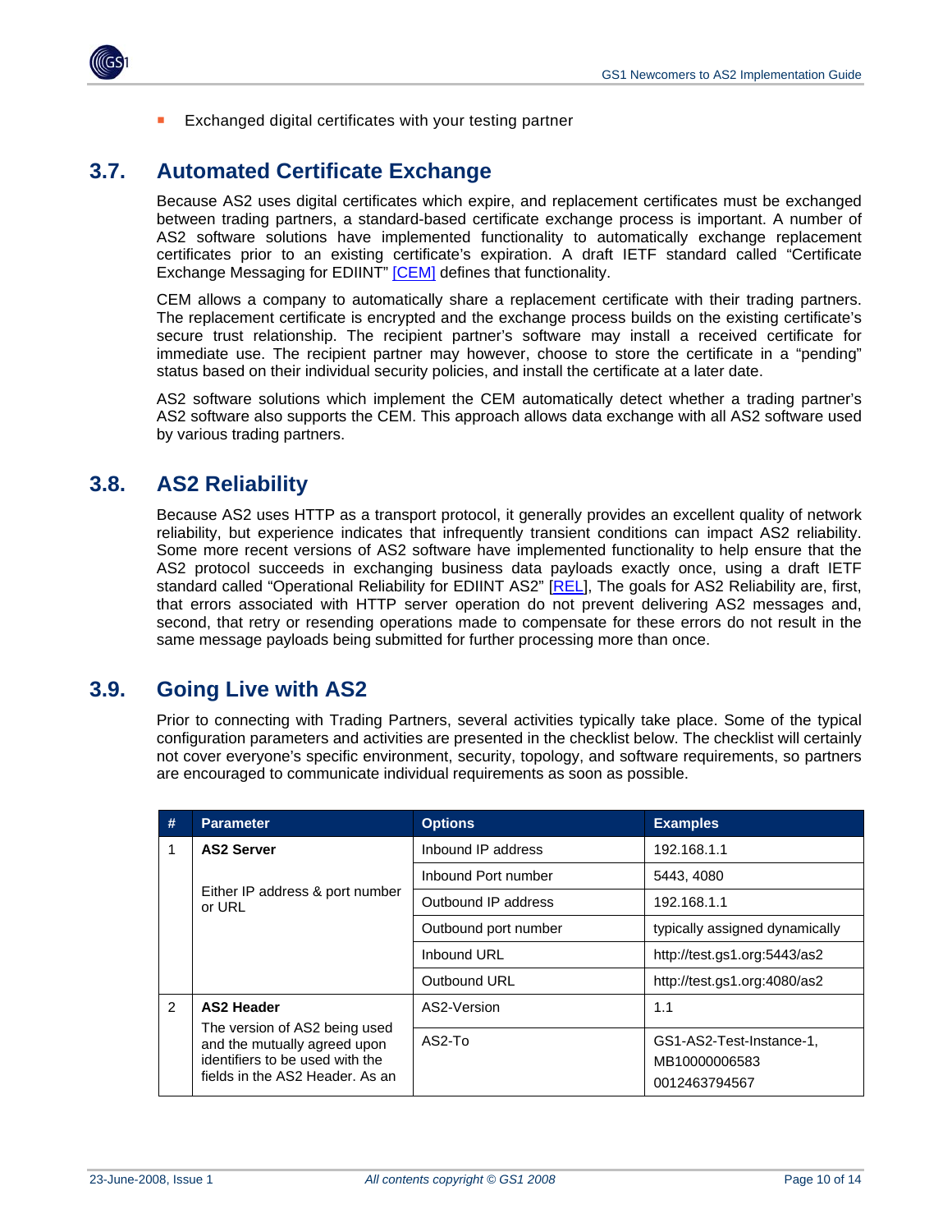- Exchanged digital certificates with your testing partner

## 3.7. Automated Certificate Exchange

Because AS2 uses digital certificates which expire, and replacement certificates must be exchanged between trading partners, a standard-based certificate exchange process is important. A number of AS2 software solutions have implemented functionality to automatically exchange replacement certificates prior to an existing certificate's expiration. A draft IETF standard called "Certificate Exchange Messaging for EDIINT" [CEM] defines that functionality.

CEM allows a company to automatically share a replacement certificate with their trading partners. The replacement certificate is encrypted and the exchange process builds on the existing certificate's secure trust relationship. The recipient partner's software may install a received certificate for immediate use. The recipient partner may however, choose to store the certificate in a "pending" status based on their individual security policies, and install the certificate at a later date.

AS2 software solutions which implement the CEM automatically detect whether a trading partner's AS2 software also supports the CEM. This approach allows data exchange with all AS2 software used by various trading partners.

## 3.8. AS2 Reliability

Because AS2 uses HTTP as a transport protocol, it generally provides an excellent quality of network reliability, but experience indicates that infrequently transient conditions can impact AS2 reliability. Some more recent versions of AS2 software have implemented functionality to help ensure that the AS2 protocol succeeds in exchanging business data payloads exactly once, using a draft IETF standard called "Operational Reliability for EDIINT AS2" [REL], The goals for AS2 Reliability are, first, that errors associated with HTTP server operation do not prevent delivering AS2 messages and, second, that retry or resending operations made to compensate for these errors do not result in the same message payloads being submitted for further processing more than once.

## 3.9. Going Live with AS2

Prior to connecting with Trading Partners, several activities typically take place. Some of the typical configuration parameters and activities are presented in the checklist below. The checklist will certainly not cover everyone's specific environment, security, topology, and software requirements, so partners are encouraged to communicate individual requirements as soon as possible.

| # | Parameter | Options | Examples |
|---|---|---|---|
| 1 | **AS2 Server**<br><br>Either IP address & port number or URL | Inbound IP address | 192.168.1.1 |
| | | Inbound Port number | 5443, 4080 |
| | | Outbound IP address | 192.168.1.1 |
| | | Outbound port number | typically assigned dynamically |
| | | Inbound URL | http://test.gs1.org:5443/as2 |
| | | Outbound URL | http://test.gs1.org:4080/as2 |
| 2 | **AS2 Header**<br>The version of AS2 being used and the mutually agreed upon identifiers to be used with the fields in the AS2 Header. As an | AS2-Version | 1.1 |
| | | AS2-To | GS1-AS2-Test-Instance-1,<br>MB10000006583<br>0012463794567 |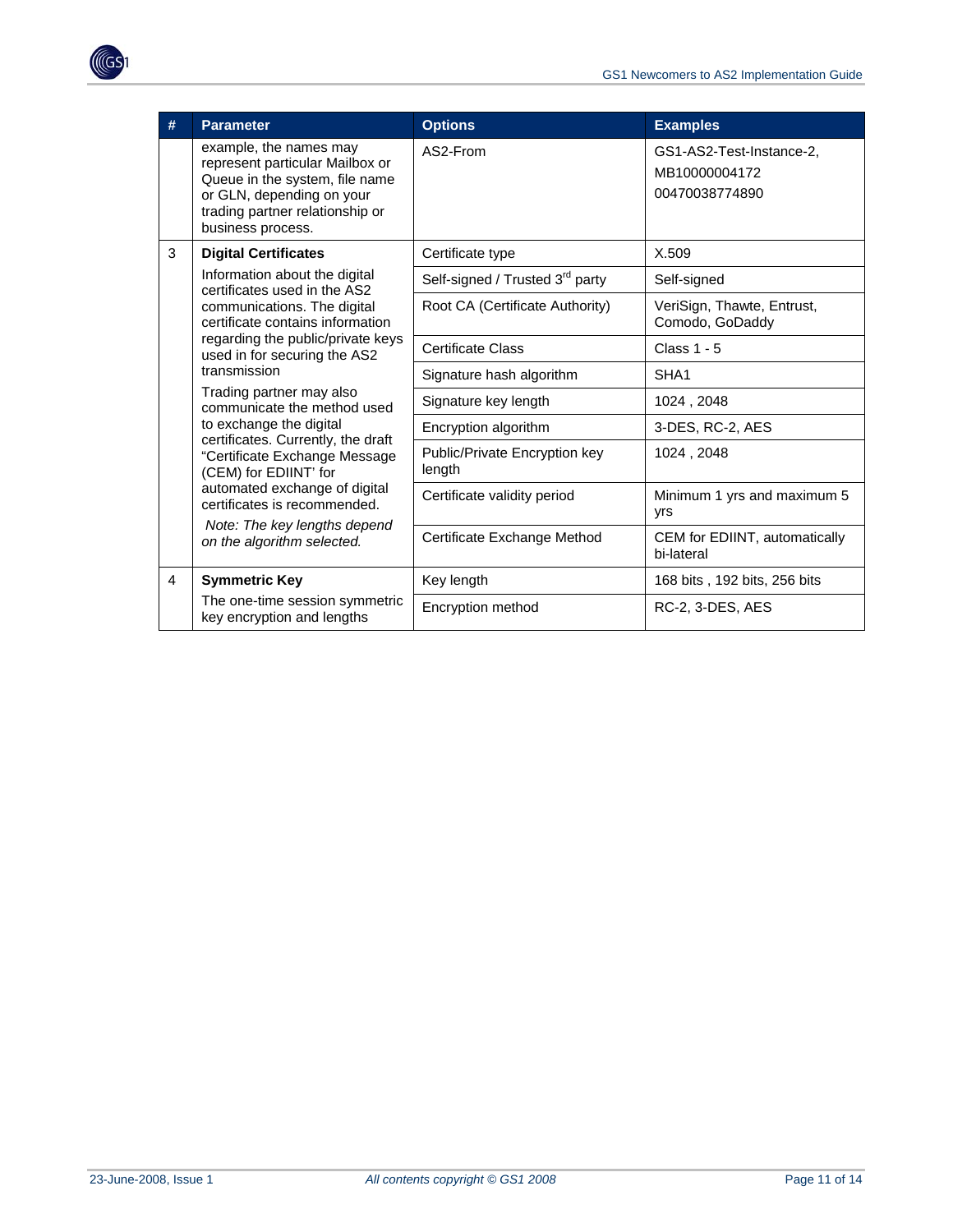| # | Parameter | Options | Examples |
|---|---|---|---|
| | example, the names may represent particular Mailbox or Queue in the system, file name or GLN, depending on your trading partner relationship or business process. | AS2-From | GS1-AS2-Test-Instance-2, MB10000004172 00470038774890 |
| 3 | **Digital Certificates** Information about the digital certificates used in the AS2 communications. The digital certificate contains information regarding the public/private keys used in for securing the AS2 transmission Trading partner may also communicate the method used to exchange the digital certificates. Currently, the draft "Certificate Exchange Message (CEM) for EDIINT' for automated exchange of digital certificates is recommended. *Note: The key lengths depend on the algorithm selected.* | Certificate type | X.509 |
| | | Self-signed / Trusted 3rd party | Self-signed |
| | | Root CA (Certificate Authority) | VeriSign, Thawte, Entrust, Comodo, GoDaddy |
| | | Certificate Class | Class 1 - 5 |
| | | Signature hash algorithm | SHA1 |
| | | Signature key length | 1024 , 2048 |
| | | Encryption algorithm | 3-DES, RC-2, AES |
| | | Public/Private Encryption key length | 1024 , 2048 |
| | | Certificate validity period | Minimum 1 yrs and maximum 5 yrs |
| | | Certificate Exchange Method | CEM for EDIINT, automatically bi-lateral |
| 4 | **Symmetric Key** The one-time session symmetric key encryption and lengths | Key length | 168 bits , 192 bits, 256 bits |
| | | Encryption method | RC-2, 3-DES, AES |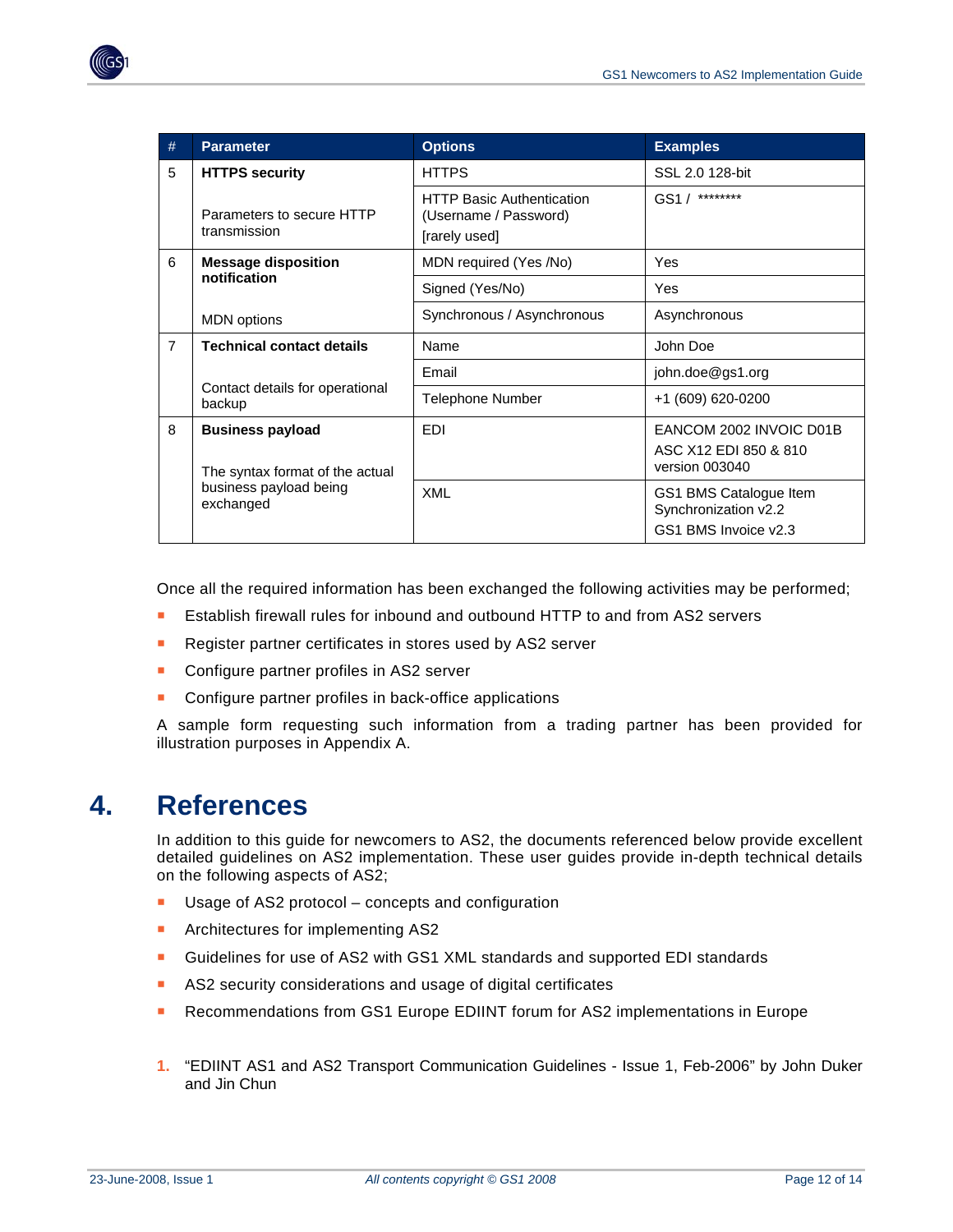| # | Parameter | Options | Examples |
|---|---|---|---|
| 5 | **HTTPS security**<br><br>Parameters to secure HTTP transmission | HTTPS | SSL 2.0 128-bit |
| | | HTTP Basic Authentication (Username / Password)<br>[rarely used] | GS1 / ******** |
| 6 | **Message disposition notification**<br><br>MDN options | MDN required (Yes /No) | Yes |
| | | Signed (Yes/No) | Yes |
| | | Synchronous / Asynchronous | Asynchronous |
| 7 | **Technical contact details**<br><br>Contact details for operational backup | Name | John Doe |
| | | Email | john.doe@gs1.org |
| | | Telephone Number | +1 (609) 620-0200 |
| 8 | **Business payload**<br><br>The syntax format of the actual business payload being exchanged | EDI | EANCOM 2002 INVOIC D01B<br>ASC X12 EDI 850 & 810 version 003040 |
| | | XML | GS1 BMS Catalogue Item Synchronization v2.2<br>GS1 BMS Invoice v2.3 |

Once all the required information has been exchanged the following activities may be performed;

- Establish firewall rules for inbound and outbound HTTP to and from AS2 servers
- Register partner certificates in stores used by AS2 server
- Configure partner profiles in AS2 server
- Configure partner profiles in back-office applications

A sample form requesting such information from a trading partner has been provided for illustration purposes in Appendix A.

# 4. References

In addition to this guide for newcomers to AS2, the documents referenced below provide excellent detailed guidelines on AS2 implementation. These user guides provide in-depth technical details on the following aspects of AS2;

- Usage of AS2 protocol – concepts and configuration
- Architectures for implementing AS2
- Guidelines for use of AS2 with GS1 XML standards and supported EDI standards
- AS2 security considerations and usage of digital certificates
- Recommendations from GS1 Europe EDIINT forum for AS2 implementations in Europe

1. "EDIINT AS1 and AS2 Transport Communication Guidelines - Issue 1, Feb-2006" by John Duker and Jin Chun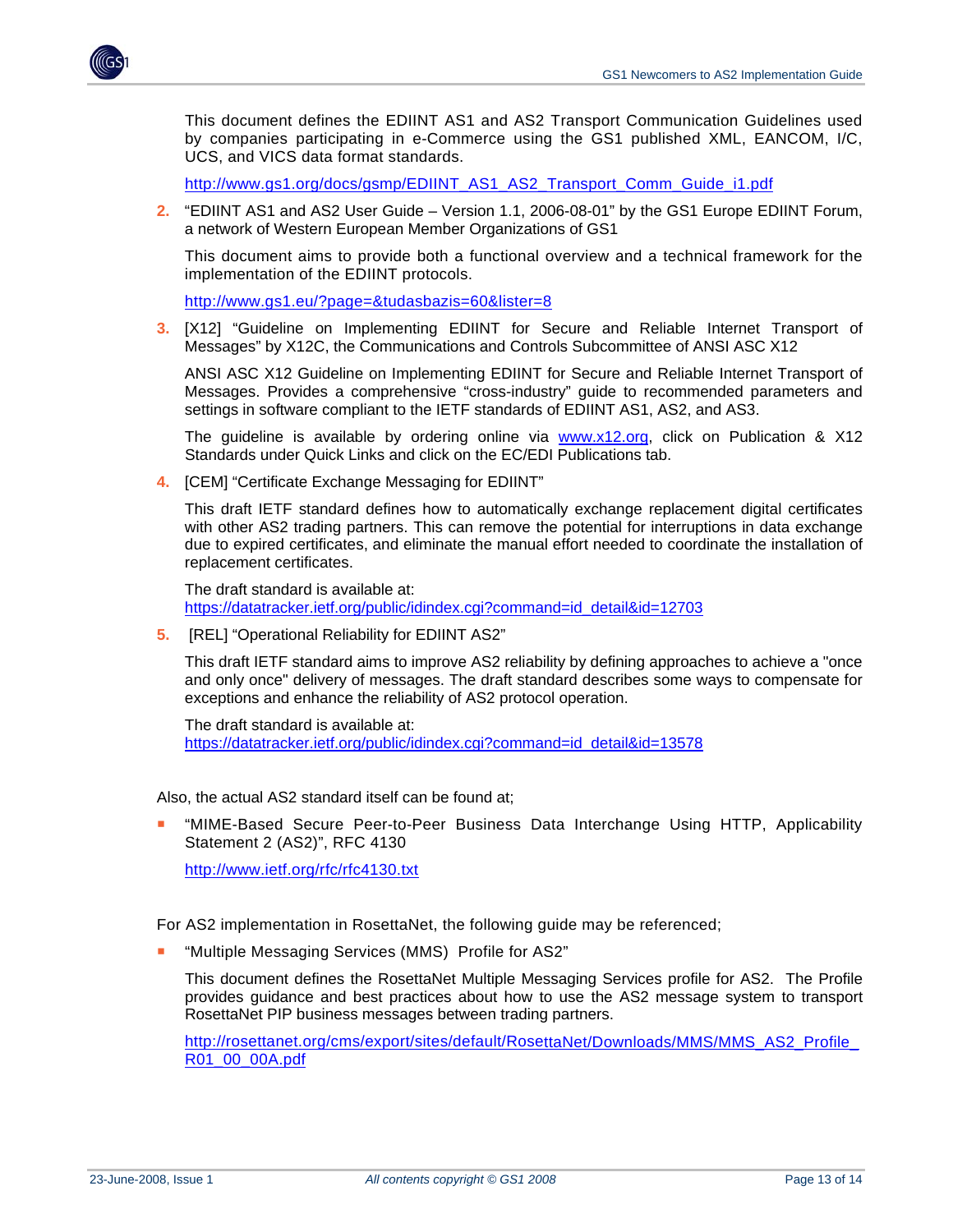This document defines the EDIINT AS1 and AS2 Transport Communication Guidelines used by companies participating in e-Commerce using the GS1 published XML, EANCOM, I/C, UCS, and VICS data format standards.

http://www.gs1.org/docs/gsmp/EDIINT_AS1_AS2_Transport_Comm_Guide_i1.pdf

2. "EDIINT AS1 and AS2 User Guide – Version 1.1, 2006-08-01" by the GS1 Europe EDIINT Forum, a network of Western European Member Organizations of GS1

   This document aims to provide both a functional overview and a technical framework for the implementation of the EDIINT protocols.

   http://www.gs1.eu/?page=&tudasbazis=60&lister=8

3. [X12] "Guideline on Implementing EDIINT for Secure and Reliable Internet Transport of Messages" by X12C, the Communications and Controls Subcommittee of ANSI ASC X12

   ANSI ASC X12 Guideline on Implementing EDIINT for Secure and Reliable Internet Transport of Messages. Provides a comprehensive "cross-industry" guide to recommended parameters and settings in software compliant to the IETF standards of EDIINT AS1, AS2, and AS3.

   The guideline is available by ordering online via www.x12.org, click on Publication & X12 Standards under Quick Links and click on the EC/EDI Publications tab.

4. [CEM] "Certificate Exchange Messaging for EDIINT"

   This draft IETF standard defines how to automatically exchange replacement digital certificates with other AS2 trading partners. This can remove the potential for interruptions in data exchange due to expired certificates, and eliminate the manual effort needed to coordinate the installation of replacement certificates.

   The draft standard is available at:
   https://datatracker.ietf.org/public/idindex.cgi?command=id_detail&id=12703

5. [REL] "Operational Reliability for EDIINT AS2"

   This draft IETF standard aims to improve AS2 reliability by defining approaches to achieve a "once and only once" delivery of messages. The draft standard describes some ways to compensate for exceptions and enhance the reliability of AS2 protocol operation.

   The draft standard is available at:
   https://datatracker.ietf.org/public/idindex.cgi?command=id_detail&id=13578

Also, the actual AS2 standard itself can be found at;

- "MIME-Based Secure Peer-to-Peer Business Data Interchange Using HTTP, Applicability Statement 2 (AS2)", RFC 4130

  http://www.ietf.org/rfc/rfc4130.txt

For AS2 implementation in RosettaNet, the following guide may be referenced;

- "Multiple Messaging Services (MMS) Profile for AS2"

  This document defines the RosettaNet Multiple Messaging Services profile for AS2. The Profile provides guidance and best practices about how to use the AS2 message system to transport RosettaNet PIP business messages between trading partners.

  http://rosettanet.org/cms/export/sites/default/RosettaNet/Downloads/MMS/MMS_AS2_Profile_R01_00_00A.pdf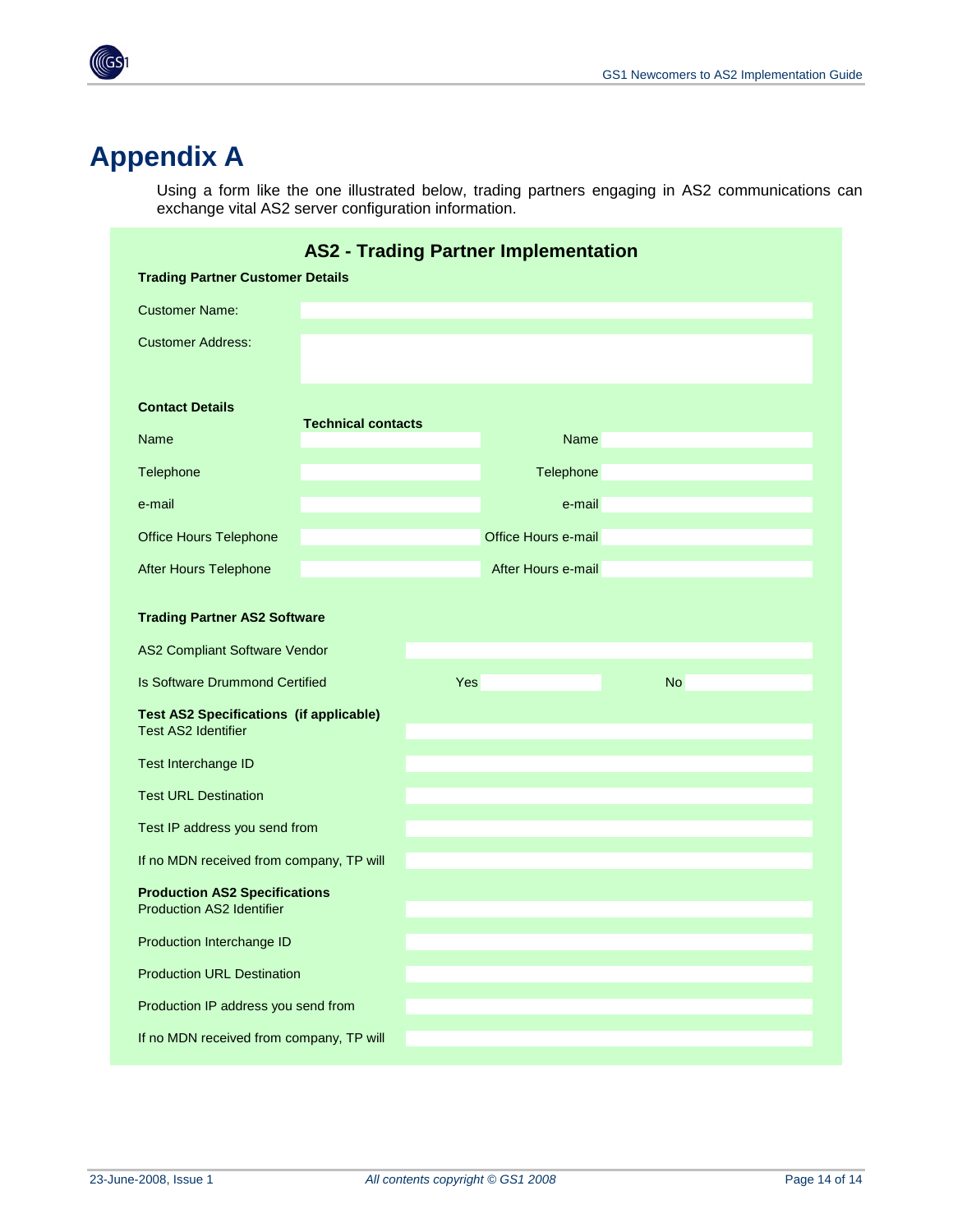# Appendix A

Using a form like the one illustrated below, trading partners engaging in AS2 communications can exchange vital AS2 server configuration information.

## AS2 - Trading Partner Implementation

**Trading Partner Customer Details**

| | |
|---|---|
| Customer Name: | |
| Customer Address: | |

**Contact Details**

| | Technical contacts | | |
|---|---|---|---|
| Name | | Name | |
| Telephone | | Telephone | |
| e-mail | | e-mail | |
| Office Hours Telephone | | Office Hours e-mail | |
| After Hours Telephone | | After Hours e-mail | |

**Trading Partner AS2 Software**

| | | | | |
|---|---|---|---|---|
| AS2 Compliant Software Vendor | | | | |
| Is Software Drummond Certified | Yes | | No | |

**Test AS2 Specifications (if applicable)**

| | |
|---|---|
| Test AS2 Identifier | |
| Test Interchange ID | |
| Test URL Destination | |
| Test IP address you send from | |
| If no MDN received from company, TP will | |

**Production AS2 Specifications**

| | |
|---|---|
| Production AS2 Identifier | |
| Production Interchange ID | |
| Production URL Destination | |
| Production IP address you send from | |
| If no MDN received from company, TP will | |